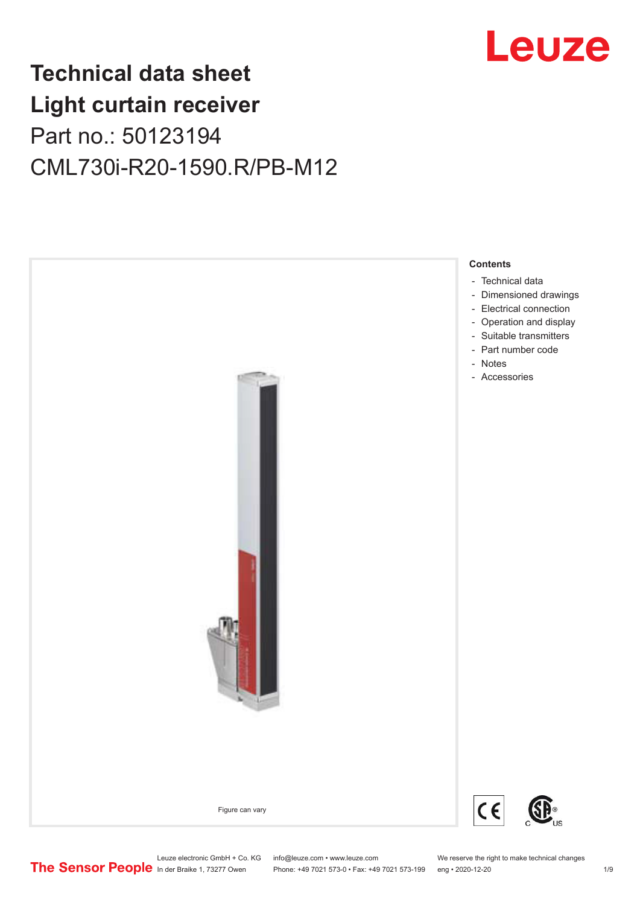# Technical data sheet
# Light curtain receiver
## Part no.: 50123194
## CML730i-R20-1590.R/PB-M12

Figure can vary

**Contents**

- Technical data
- Dimensioned drawings
- Electrical connection
- Operation and display
- Suitable transmitters
- Part number code
- Notes
- Accessories

Leuze electronic GmbH + Co. KG
In der Braike 1, 73277 Owen

info@leuze.com • www.leuze.com
Phone: +49 7021 573-0 • Fax: +49 7021 573-199

We reserve the right to make technical changes
eng • 2020-12-20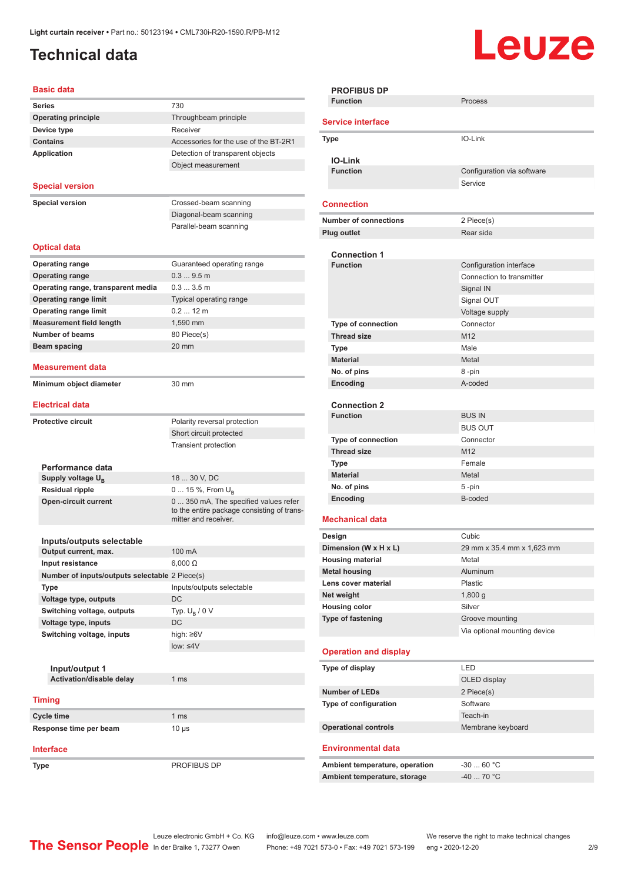Light curtain receiver • Part no.: 50123194 • CML730i-R20-1590.R/PB-M12

# Technical data

## Basic data

| | |
|---|---|
| **Series** | 730 |
| **Operating principle** | Throughbeam principle |
| **Device type** | Receiver |
| **Contains** | Accessories for the use of the BT-2R1 |
| **Application** | Detection of transparent objects |
| | Object measurement |

## Special version

| | |
|---|---|
| **Special version** | Crossed-beam scanning |
| | Diagonal-beam scanning |
| | Parallel-beam scanning |

## Optical data

| | |
|---|---|
| **Operating range** | Guaranteed operating range |
| **Operating range** | 0.3 ... 9.5 m |
| **Operating range, transparent media** | 0.3 ... 3.5 m |
| **Operating range limit** | Typical operating range |
| **Operating range limit** | 0.2 ... 12 m |
| **Measurement field length** | 1,590 mm |
| **Number of beams** | 80 Piece(s) |
| **Beam spacing** | 20 mm |

## Measurement data

| | |
|---|---|
| **Minimum object diameter** | 30 mm |

## Electrical data

| | |
|---|---|
| **Protective circuit** | Polarity reversal protection |
| | Short circuit protected |
| | Transient protection |

### Performance data

| | |
|---|---|
| **Supply voltage $U_B$** | 18 ... 30 V, DC |
| **Residual ripple** | 0 ... 15 %, From $U_B$ |
| **Open-circuit current** | 0 ... 350 mA, The specified values refer to the entire package consisting of transmitter and receiver. |

### Inputs/outputs selectable

| | |
|---|---|
| **Output current, max.** | 100 mA |
| **Input resistance** | 6,000 Ω |
| **Number of inputs/outputs selectable** | 2 Piece(s) |
| **Type** | Inputs/outputs selectable |
| **Voltage type, outputs** | DC |
| **Switching voltage, outputs** | Typ. $U_B$ / 0 V |
| **Voltage type, inputs** | DC |
| **Switching voltage, inputs** | high: ≥6V |
| | low: ≤4V |

#### Input/output 1

| | |
|---|---|
| **Activation/disable delay** | 1 ms |

## Timing

| | |
|---|---|
| **Cycle time** | 1 ms |
| **Response time per beam** | 10 µs |

## Interface

| | |
|---|---|
| **Type** | PROFIBUS DP |

### PROFIBUS DP

| | |
|---|---|
| **Function** | Process |

## Service interface

| | |
|---|---|
| **Type** | IO-Link |

### IO-Link

| | |
|---|---|
| **Function** | Configuration via software |
| | Service |

## Connection

| | |
|---|---|
| **Number of connections** | 2 Piece(s) |
| **Plug outlet** | Rear side |

### Connection 1

| | |
|---|---|
| **Function** | Configuration interface |
| | Connection to transmitter |
| | Signal IN |
| | Signal OUT |
| | Voltage supply |
| **Type of connection** | Connector |
| **Thread size** | M12 |
| **Type** | Male |
| **Material** | Metal |
| **No. of pins** | 8 -pin |
| **Encoding** | A-coded |

### Connection 2

| | |
|---|---|
| **Function** | BUS IN |
| | BUS OUT |
| **Type of connection** | Connector |
| **Thread size** | M12 |
| **Type** | Female |
| **Material** | Metal |
| **No. of pins** | 5 -pin |
| **Encoding** | B-coded |

## Mechanical data

| | |
|---|---|
| **Design** | Cubic |
| **Dimension (W x H x L)** | 29 mm x 35.4 mm x 1,623 mm |
| **Housing material** | Metal |
| **Metal housing** | Aluminum |
| **Lens cover material** | Plastic |
| **Net weight** | 1,800 g |
| **Housing color** | Silver |
| **Type of fastening** | Groove mounting |
| | Via optional mounting device |

## Operation and display

| | |
|---|---|
| **Type of display** | LED |
| | OLED display |
| **Number of LEDs** | 2 Piece(s) |
| **Type of configuration** | Software |
| | Teach-in |
| **Operational controls** | Membrane keyboard |

## Environmental data

| | |
|---|---|
| **Ambient temperature, operation** | -30 ... 60 °C |
| **Ambient temperature, storage** | -40 ... 70 °C |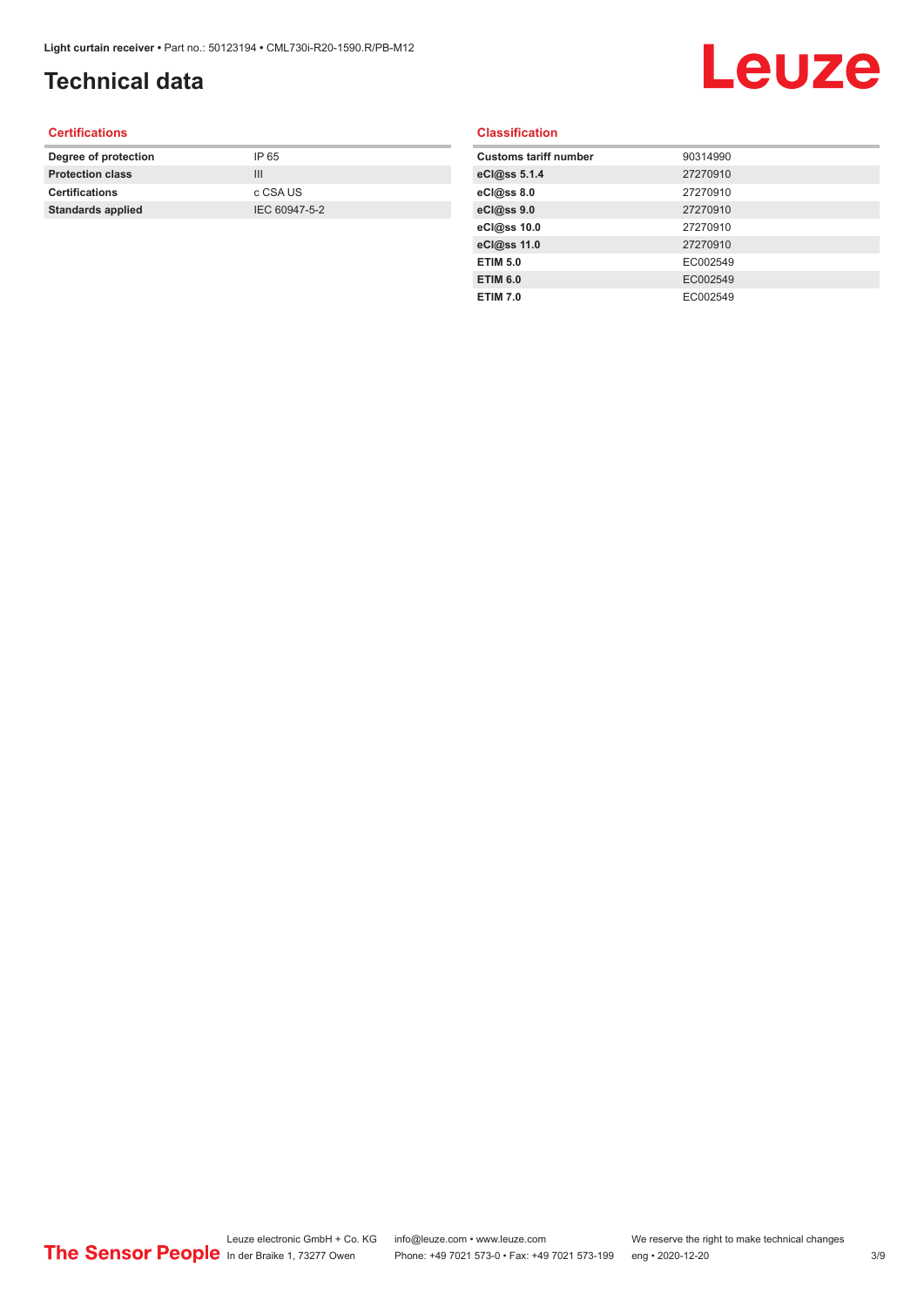# Technical data

## Certifications

| Degree of protection | IP 65 |
|---|---|
| Protection class | III |
| Certifications | c CSA US |
| Standards applied | IEC 60947-5-2 |

## Classification

| Customs tariff number | 90314990 |
|---|---|
| eCl@ss 5.1.4 | 27270910 |
| eCl@ss 8.0 | 27270910 |
| eCl@ss 9.0 | 27270910 |
| eCl@ss 10.0 | 27270910 |
| eCl@ss 11.0 | 27270910 |
| ETIM 5.0 | EC002549 |
| ETIM 6.0 | EC002549 |
| ETIM 7.0 | EC002549 |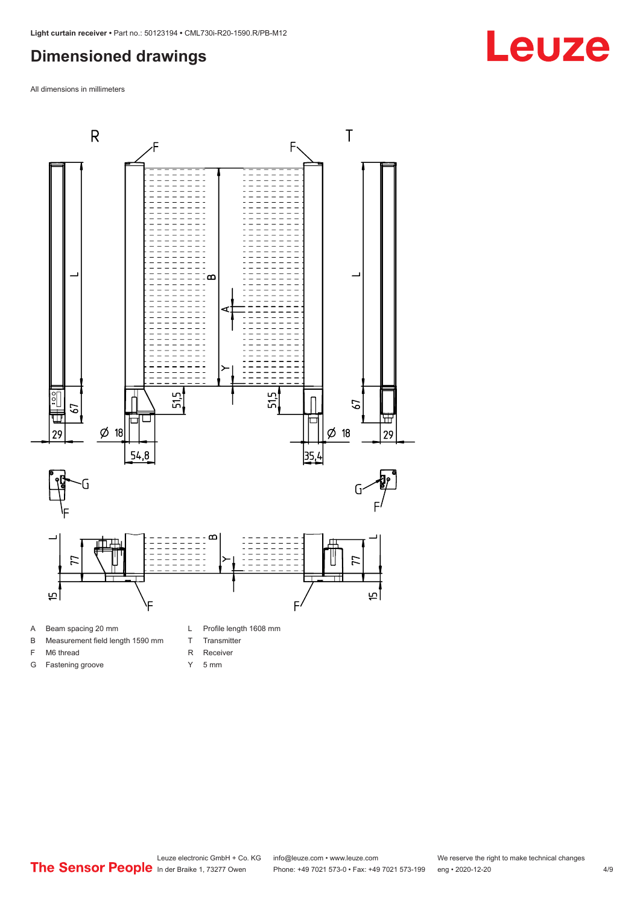## Dimensioned drawings

All dimensions in millimeters

- A Beam spacing 20 mm
- B Measurement field length 1590 mm
- F M6 thread
- G Fastening groove
- L Profile length 1608 mm
- T Transmitter
- R Receiver
- Y 5 mm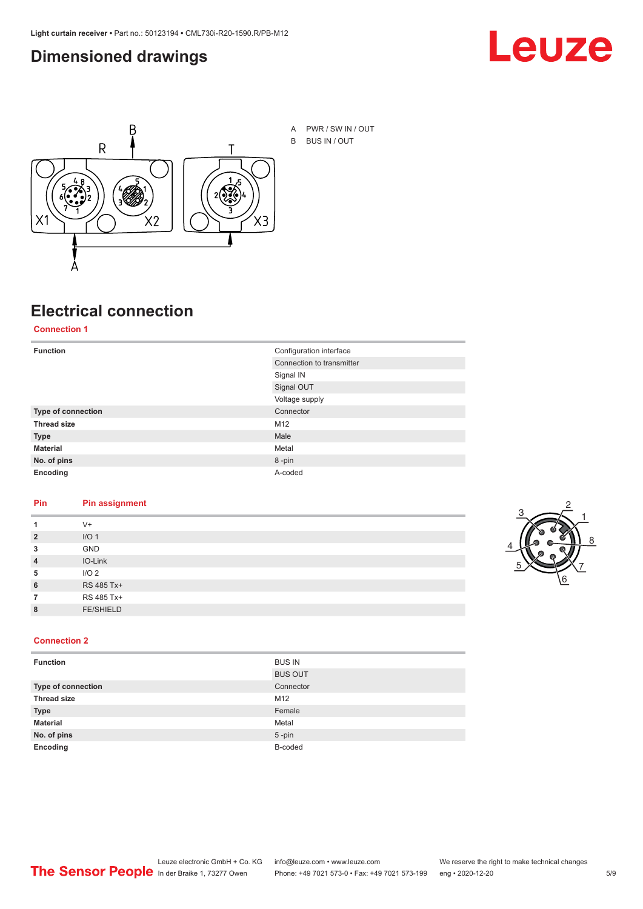## Dimensioned drawings

A PWR / SW IN / OUT
B BUS IN / OUT

## Electrical connection

### Connection 1

| | |
|---|---|
| **Function** | Configuration interface |
| | Connection to transmitter |
| | Signal IN |
| | Signal OUT |
| | Voltage supply |
| **Type of connection** | Connector |
| **Thread size** | M12 |
| **Type** | Male |
| **Material** | Metal |
| **No. of pins** | 8 -pin |
| **Encoding** | A-coded |

| Pin | Pin assignment |
|---|---|
| **1** | V+ |
| **2** | I/O 1 |
| **3** | GND |
| **4** | IO-Link |
| **5** | I/O 2 |
| **6** | RS 485 Tx+ |
| **7** | RS 485 Tx+ |
| **8** | FE/SHIELD |

### Connection 2

| | |
|---|---|
| **Function** | BUS IN |
| | BUS OUT |
| **Type of connection** | Connector |
| **Thread size** | M12 |
| **Type** | Female |
| **Material** | Metal |
| **No. of pins** | 5 -pin |
| **Encoding** | B-coded |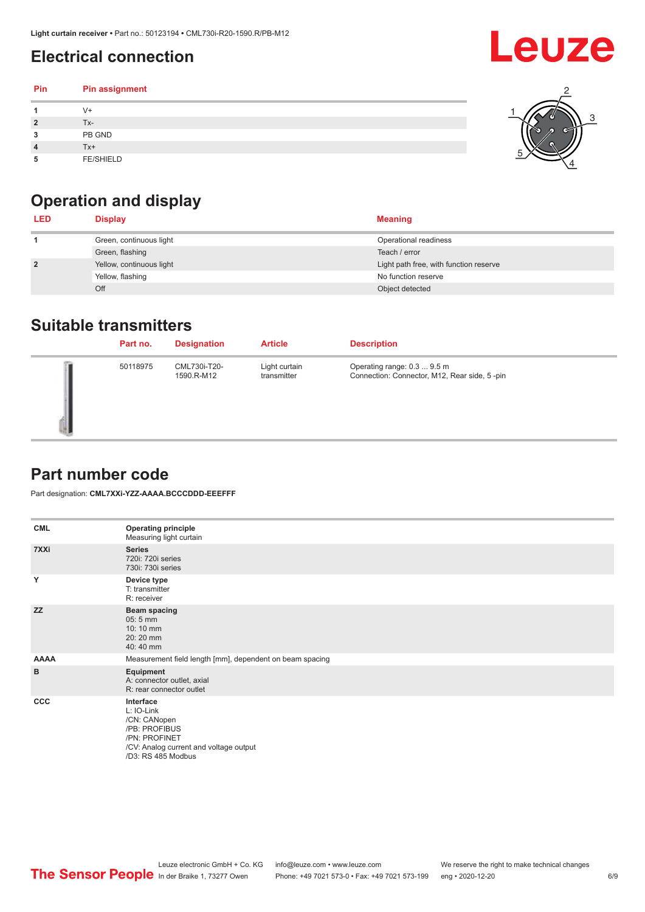## Electrical connection

| Pin | Pin assignment |
|---|---|
| 1 | V+ |
| 2 | Tx- |
| 3 | PB GND |
| 4 | Tx+ |
| 5 | FE/SHIELD |

## Operation and display

| LED | Display | Meaning |
|---|---|---|
| 1 | Green, continuous light | Operational readiness |
| | Green, flashing | Teach / error |
| 2 | Yellow, continuous light | Light path free, with function reserve |
| | Yellow, flashing | No function reserve |
| | Off | Object detected |

## Suitable transmitters

| | Part no. | Designation | Article | Description |
|---|---|---|---|---|
| | 50118975 | CML730i-T20-1590.R-M12 | Light curtain transmitter | Operating range: 0.3 ... 9.5 m<br>Connection: Connector, M12, Rear side, 5 -pin |

## Part number code

Part designation: **CML7XXi-YZZ-AAAA.BCCCDDD-EEEFFF**

| | |
|---|---|
| **CML** | **Operating principle**<br>Measuring light curtain |
| **7XXi** | **Series**<br>720i: 720i series<br>730i: 730i series |
| **Y** | **Device type**<br>T: transmitter<br>R: receiver |
| **ZZ** | **Beam spacing**<br>05: 5 mm<br>10: 10 mm<br>20: 20 mm<br>40: 40 mm |
| **AAAA** | Measurement field length [mm], dependent on beam spacing |
| **B** | **Equipment**<br>A: connector outlet, axial<br>R: rear connector outlet |
| **CCC** | **Interface**<br>L: IO-Link<br>/CN: CANopen<br>/PB: PROFIBUS<br>/PN: PROFINET<br>/CV: Analog current and voltage output<br>/D3: RS 485 Modbus |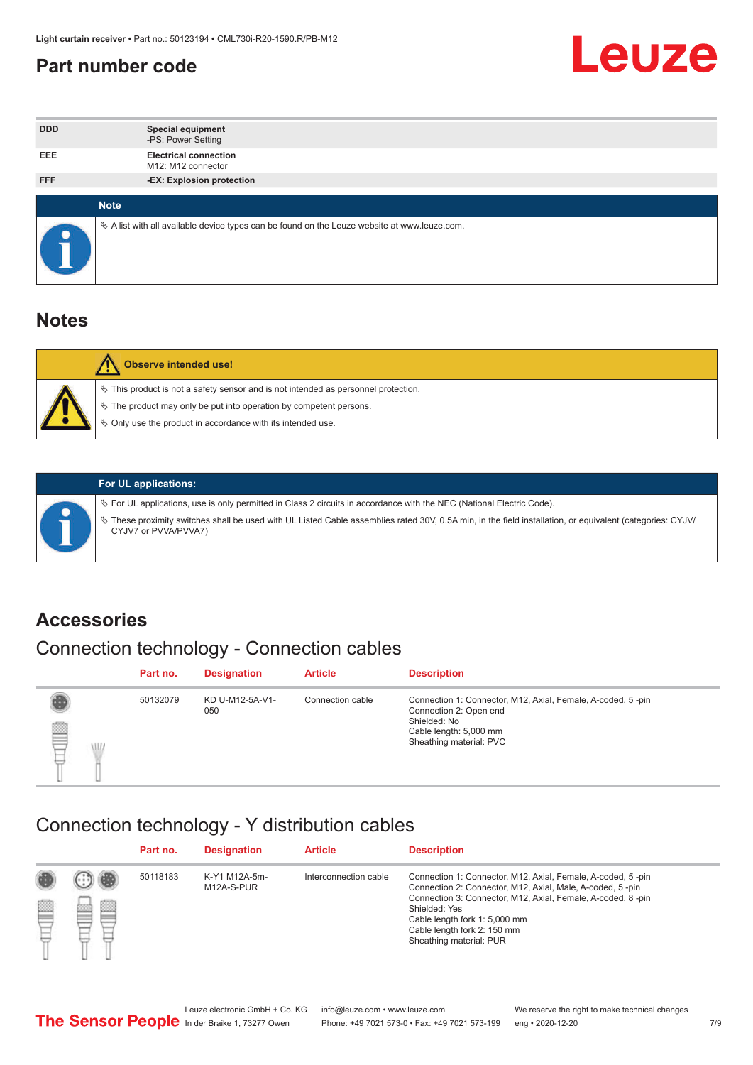## Part number code

| | |
|---|---|
| DDD | **Special equipment**<br>-PS: Power Setting |
| EEE | **Electrical connection**<br>M12: M12 connector |
| FFF | **-EX: Explosion protection** |

**Note**

- A list with all available device types can be found on the Leuze website at www.leuze.com.

## Notes

**Observe intended use!**

- This product is not a safety sensor and is not intended as personnel protection.
- The product may only be put into operation by competent persons.
- Only use the product in accordance with its intended use.

**For UL applications:**

- For UL applications, use is only permitted in Class 2 circuits in accordance with the NEC (National Electric Code).
- These proximity switches shall be used with UL Listed Cable assemblies rated 30V, 0.5A min, in the field installation, or equivalent (categories: CYJV/CYJV7 or PVVA/PVVA7)

## Accessories

### Connection technology - Connection cables

| Part no. | Designation | Article | Description |
|---|---|---|---|
| 50132079 | KD U-M12-5A-V1-050 | Connection cable | Connection 1: Connector, M12, Axial, Female, A-coded, 5 -pin<br>Connection 2: Open end<br>Shielded: No<br>Cable length: 5,000 mm<br>Sheathing material: PVC |

### Connection technology - Y distribution cables

| Part no. | Designation | Article | Description |
|---|---|---|---|
| 50118183 | K-Y1 M12A-5m-M12A-S-PUR | Interconnection cable | Connection 1: Connector, M12, Axial, Female, A-coded, 5 -pin<br>Connection 2: Connector, M12, Axial, Male, A-coded, 5 -pin<br>Connection 3: Connector, M12, Axial, Female, A-coded, 8 -pin<br>Shielded: Yes<br>Cable length fork 1: 5,000 mm<br>Cable length fork 2: 150 mm<br>Sheathing material: PUR |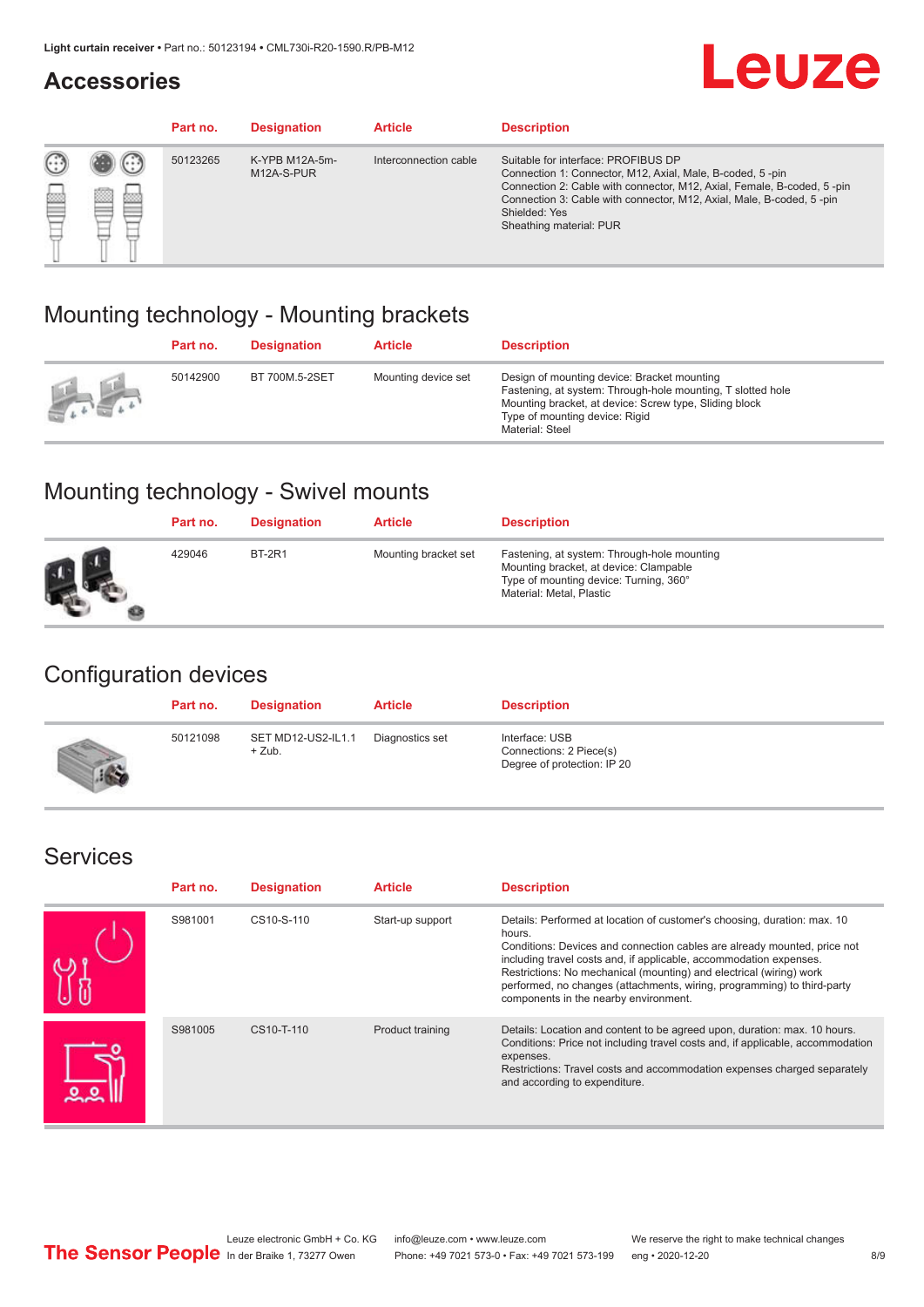## Accessories

| Part no. | Designation | Article | Description |
|---|---|---|---|
| 50123265 | K-YPB M12A-5m-M12A-S-PUR | Interconnection cable | Suitable for interface: PROFIBUS DP<br>Connection 1: Connector, M12, Axial, Male, B-coded, 5 -pin<br>Connection 2: Cable with connector, M12, Axial, Female, B-coded, 5 -pin<br>Connection 3: Cable with connector, M12, Axial, Male, B-coded, 5 -pin<br>Shielded: Yes<br>Sheathing material: PUR |

## Mounting technology - Mounting brackets

| Part no. | Designation | Article | Description |
|---|---|---|---|
| 50142900 | BT 700M.5-2SET | Mounting device set | Design of mounting device: Bracket mounting<br>Fastening, at system: Through-hole mounting, T slotted hole<br>Mounting bracket, at device: Screw type, Sliding block<br>Type of mounting device: Rigid<br>Material: Steel |

## Mounting technology - Swivel mounts

| Part no. | Designation | Article | Description |
|---|---|---|---|
| 429046 | BT-2R1 | Mounting bracket set | Fastening, at system: Through-hole mounting<br>Mounting bracket, at device: Clampable<br>Type of mounting device: Turning, 360°<br>Material: Metal, Plastic |

## Configuration devices

| Part no. | Designation | Article | Description |
|---|---|---|---|
| 50121098 | SET MD12-US2-IL1.1 + Zub. | Diagnostics set | Interface: USB<br>Connections: 2 Piece(s)<br>Degree of protection: IP 20 |

## Services

| Part no. | Designation | Article | Description |
|---|---|---|---|
| S981001 | CS10-S-110 | Start-up support | Details: Performed at location of customer's choosing, duration: max. 10 hours.<br>Conditions: Devices and connection cables are already mounted, price not including travel costs and, if applicable, accommodation expenses.<br>Restrictions: No mechanical (mounting) and electrical (wiring) work performed, no changes (attachments, wiring, programming) to third-party components in the nearby environment. |
| S981005 | CS10-T-110 | Product training | Details: Location and content to be agreed upon, duration: max. 10 hours.<br>Conditions: Price not including travel costs and, if applicable, accommodation expenses.<br>Restrictions: Travel costs and accommodation expenses charged separately and according to expenditure. |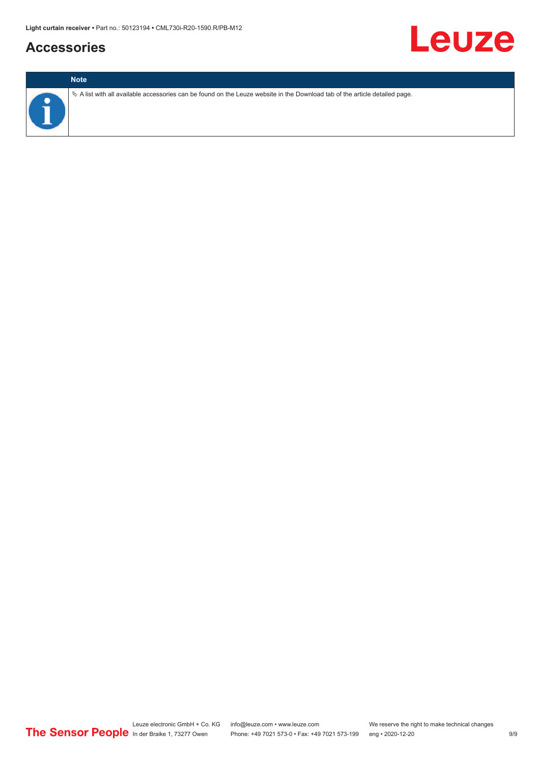## Accessories

**Note**

↻ A list with all available accessories can be found on the Leuze website in the Download tab of the article detailed page.